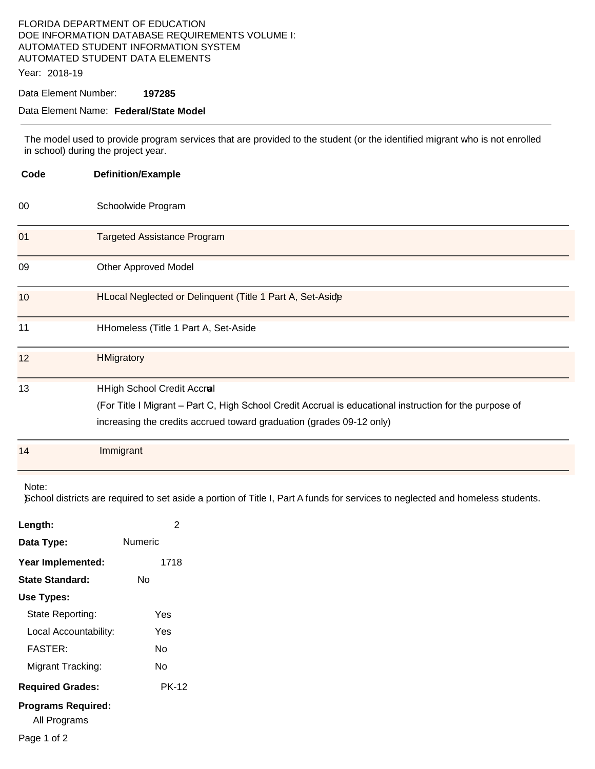FLORIDA DEPARTMENT OF EDUCATION
DOE INFORMATION DATABASE REQUIREMENTS VOLUME I:
AUTOMATED STUDENT INFORMATION SYSTEM
AUTOMATED STUDENT DATA ELEMENTS

Year: 2018-19

Data Element Number: **197285**

Data Element Name: **Federal/State Model**

---

The model used to provide program services that are provided to the student (or the identified migrant who is not enrolled in school) during the project year.

| Code | Definition/Example |
|---|---|
| 00 | Schoolwide Program |
| 01 | Targeted Assistance Program |
| 09 | Other Approved Model |
| 10 | HLocal Neglected or Delinquent (Title 1 Part A, Set-Aside) |
| 11 | HHomeless (Title 1 Part A, Set-Aside |
| 12 | HMigratory |
| 13 | HHigh School Credit Accrual<br>(For Title I Migrant – Part C, High School Credit Accrual is educational instruction for the purpose of increasing the credits accrued toward graduation (grades 09-12 only) |
| 14 | Immigrant |

Note:
)School districts are required to set aside a portion of Title I, Part A funds for services to neglected and homeless students.

**Length:** 2

**Data Type:** Numeric

**Year Implemented:** 1718

**State Standard:** No

**Use Types:**

State Reporting: Yes

Local Accountability: Yes

FASTER: No

Migrant Tracking: No

**Required Grades:** PK-12

**Programs Required:**

All Programs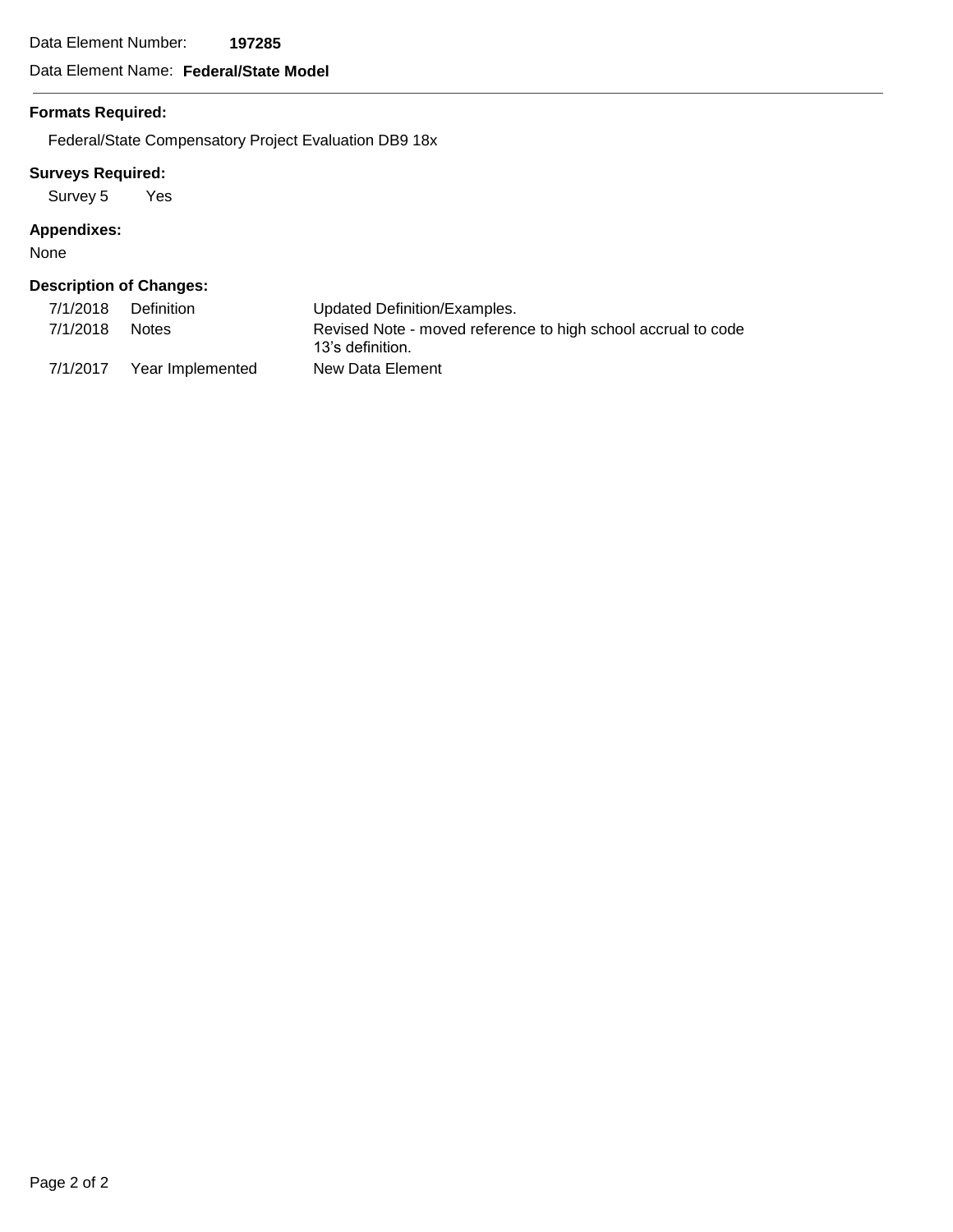Data Element Number: **197285**

Data Element Name: **Federal/State Model**

---

**Formats Required:**

Federal/State Compensatory Project Evaluation DB9 18x

**Surveys Required:**

Survey 5 Yes

**Appendixes:**

None

**Description of Changes:**

| | | |
|---|---|---|
| 7/1/2018 | Definition | Updated Definition/Examples. |
| 7/1/2018 | Notes | Revised Note - moved reference to high school accrual to code 13's definition. |
| 7/1/2017 | Year Implemented | New Data Element |